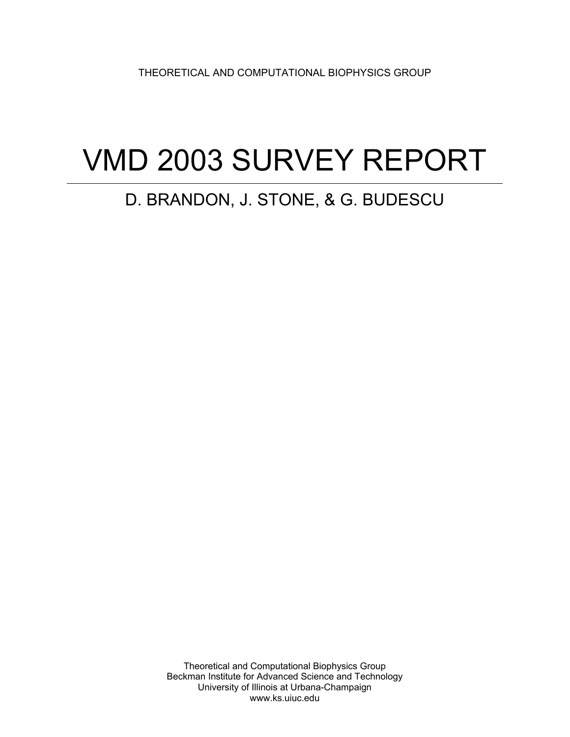THEORETICAL AND COMPUTATIONAL BIOPHYSICS GROUP

# VMD 2003 SURVEY REPORT

## D. BRANDON, J. STONE, & G. BUDESCU

Theoretical and Computational Biophysics Group
Beckman Institute for Advanced Science and Technology
University of Illinois at Urbana-Champaign
www.ks.uiuc.edu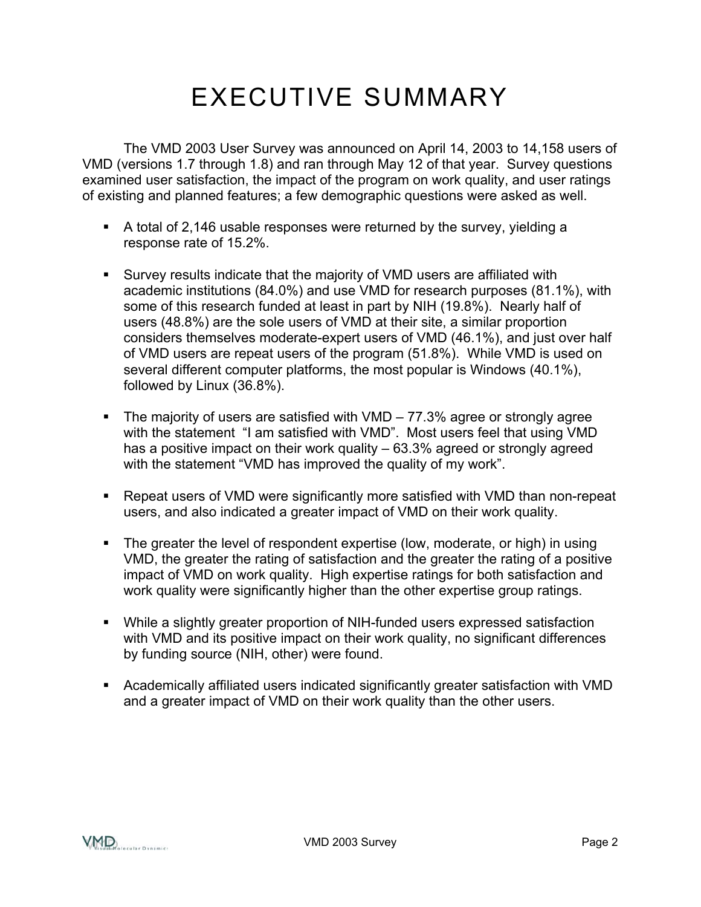# EXECUTIVE SUMMARY

The VMD 2003 User Survey was announced on April 14, 2003 to 14,158 users of VMD (versions 1.7 through 1.8) and ran through May 12 of that year. Survey questions examined user satisfaction, the impact of the program on work quality, and user ratings of existing and planned features; a few demographic questions were asked as well.

- A total of 2,146 usable responses were returned by the survey, yielding a response rate of 15.2%.

- Survey results indicate that the majority of VMD users are affiliated with academic institutions (84.0%) and use VMD for research purposes (81.1%), with some of this research funded at least in part by NIH (19.8%). Nearly half of users (48.8%) are the sole users of VMD at their site, a similar proportion considers themselves moderate-expert users of VMD (46.1%), and just over half of VMD users are repeat users of the program (51.8%). While VMD is used on several different computer platforms, the most popular is Windows (40.1%), followed by Linux (36.8%).

- The majority of users are satisfied with VMD – 77.3% agree or strongly agree with the statement "I am satisfied with VMD". Most users feel that using VMD has a positive impact on their work quality – 63.3% agreed or strongly agreed with the statement "VMD has improved the quality of my work".

- Repeat users of VMD were significantly more satisfied with VMD than non-repeat users, and also indicated a greater impact of VMD on their work quality.

- The greater the level of respondent expertise (low, moderate, or high) in using VMD, the greater the rating of satisfaction and the greater the rating of a positive impact of VMD on work quality. High expertise ratings for both satisfaction and work quality were significantly higher than the other expertise group ratings.

- While a slightly greater proportion of NIH-funded users expressed satisfaction with VMD and its positive impact on their work quality, no significant differences by funding source (NIH, other) were found.

- Academically affiliated users indicated significantly greater satisfaction with VMD and a greater impact of VMD on their work quality than the other users.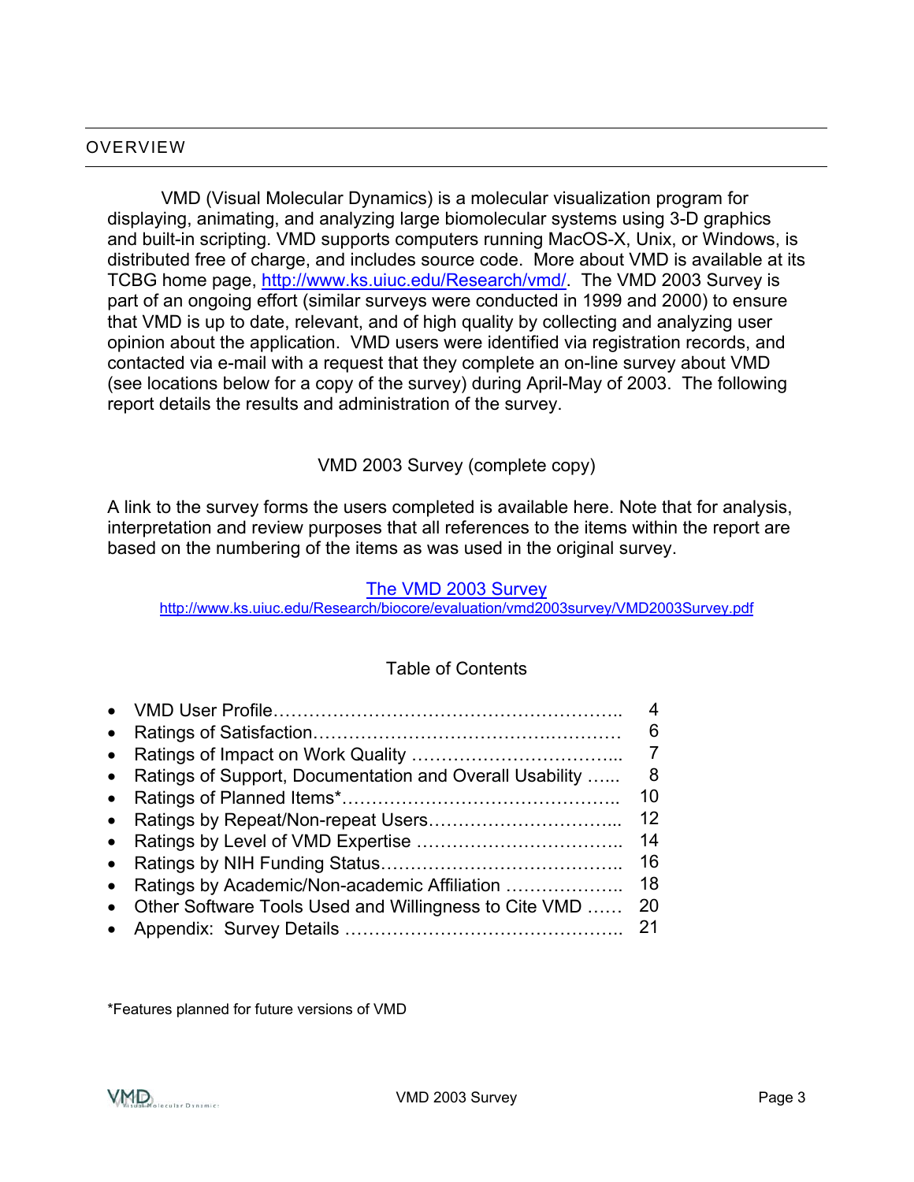## OVERVIEW

VMD (Visual Molecular Dynamics) is a molecular visualization program for displaying, animating, and analyzing large biomolecular systems using 3-D graphics and built-in scripting. VMD supports computers running MacOS-X, Unix, or Windows, is distributed free of charge, and includes source code. More about VMD is available at its TCBG home page, http://www.ks.uiuc.edu/Research/vmd/. The VMD 2003 Survey is part of an ongoing effort (similar surveys were conducted in 1999 and 2000) to ensure that VMD is up to date, relevant, and of high quality by collecting and analyzing user opinion about the application. VMD users were identified via registration records, and contacted via e-mail with a request that they complete an on-line survey about VMD (see locations below for a copy of the survey) during April-May of 2003. The following report details the results and administration of the survey.

VMD 2003 Survey (complete copy)

A link to the survey forms the users completed is available here. Note that for analysis, interpretation and review purposes that all references to the items within the report are based on the numbering of the items as was used in the original survey.

The VMD 2003 Survey
http://www.ks.uiuc.edu/Research/biocore/evaluation/vmd2003survey/VMD2003Survey.pdf

Table of Contents

- VMD User Profile........................................................ 4
- Ratings of Satisfaction................................................. 6
- Ratings of Impact on Work Quality ................................ 7
- Ratings of Support, Documentation and Overall Usability ...... 8
- Ratings of Planned Items*............................................ 10
- Ratings by Repeat/Non-repeat Users............................ 12
- Ratings by Level of VMD Expertise ................................ 14
- Ratings by NIH Funding Status...................................... 16
- Ratings by Academic/Non-academic Affiliation .................. 18
- Other Software Tools Used and Willingness to Cite VMD ...... 20
- Appendix: Survey Details ............................................. 21

*Features planned for future versions of VMD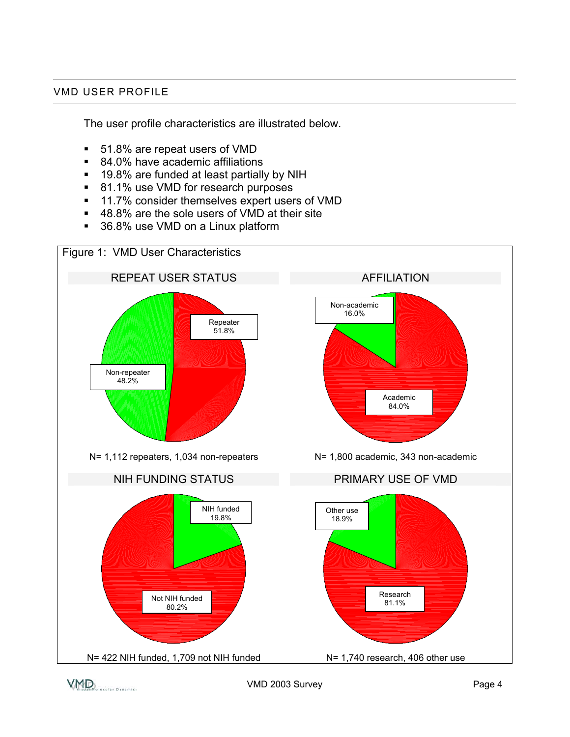## VMD USER PROFILE

The user profile characteristics are illustrated below.

- 51.8% are repeat users of VMD
- 84.0% have academic affiliations
- 19.8% are funded at least partially by NIH
- 81.1% use VMD for research purposes
- 11.7% consider themselves expert users of VMD
- 48.8% are the sole users of VMD at their site
- 36.8% use VMD on a Linux platform

Figure 1: VMD User Characteristics

REPEAT USER STATUS

Repeater 51.8%

Non-repeater 48.2%

N= 1,112 repeaters, 1,034 non-repeaters

AFFILIATION

Non-academic 16.0%

Academic 84.0%

N= 1,800 academic, 343 non-academic

NIH FUNDING STATUS

NIH funded 19.8%

Not NIH funded 80.2%

N= 422 NIH funded, 1,709 not NIH funded

PRIMARY USE OF VMD

Other use 18.9%

Research 81.1%

N= 1,740 research, 406 other use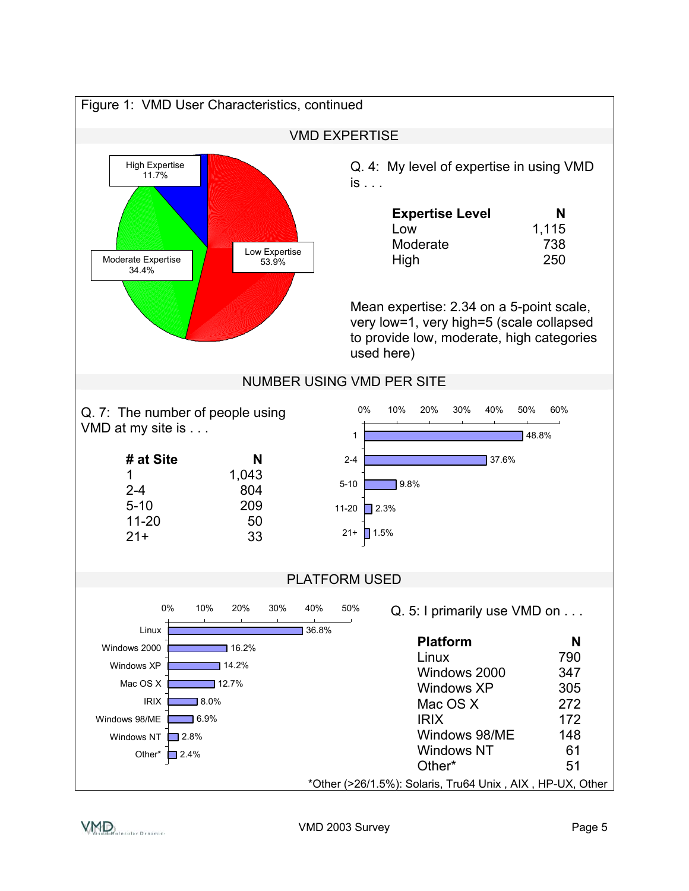Figure 1: VMD User Characteristics, continued

## VMD EXPERTISE

Q. 4: My level of expertise in using VMD is . . .

| Expertise Level | N |
|---|---|
| Low | 1,115 |
| Moderate | 738 |
| High | 250 |

Mean expertise: 2.34 on a 5-point scale, very low=1, very high=5 (scale collapsed to provide low, moderate, high categories used here)

High Expertise 11.7%
Moderate Expertise 34.4%
Low Expertise 53.9%

## NUMBER USING VMD PER SITE

Q. 7: The number of people using VMD at my site is . . .

| # at Site | N |
|---|---|
| 1 | 1,043 |
| 2-4 | 804 |
| 5-10 | 209 |
| 11-20 | 50 |
| 21+ | 33 |

1: 48.8%
2-4: 37.6%
5-10: 9.8%
11-20: 2.3%
21+: 1.5%

## PLATFORM USED

Q. 5: I primarily use VMD on . . .

| Platform | N |
|---|---|
| Linux | 790 |
| Windows 2000 | 347 |
| Windows XP | 305 |
| Mac OS X | 272 |
| IRIX | 172 |
| Windows 98/ME | 148 |
| Windows NT | 61 |
| Other* | 51 |

Linux: 36.8%
Windows 2000: 16.2%
Windows XP: 14.2%
Mac OS X: 12.7%
IRIX: 8.0%
Windows 98/ME: 6.9%
Windows NT: 2.8%
Other*: 2.4%

*Other (>26/1.5%): Solaris, Tru64 Unix , AIX , HP-UX, Other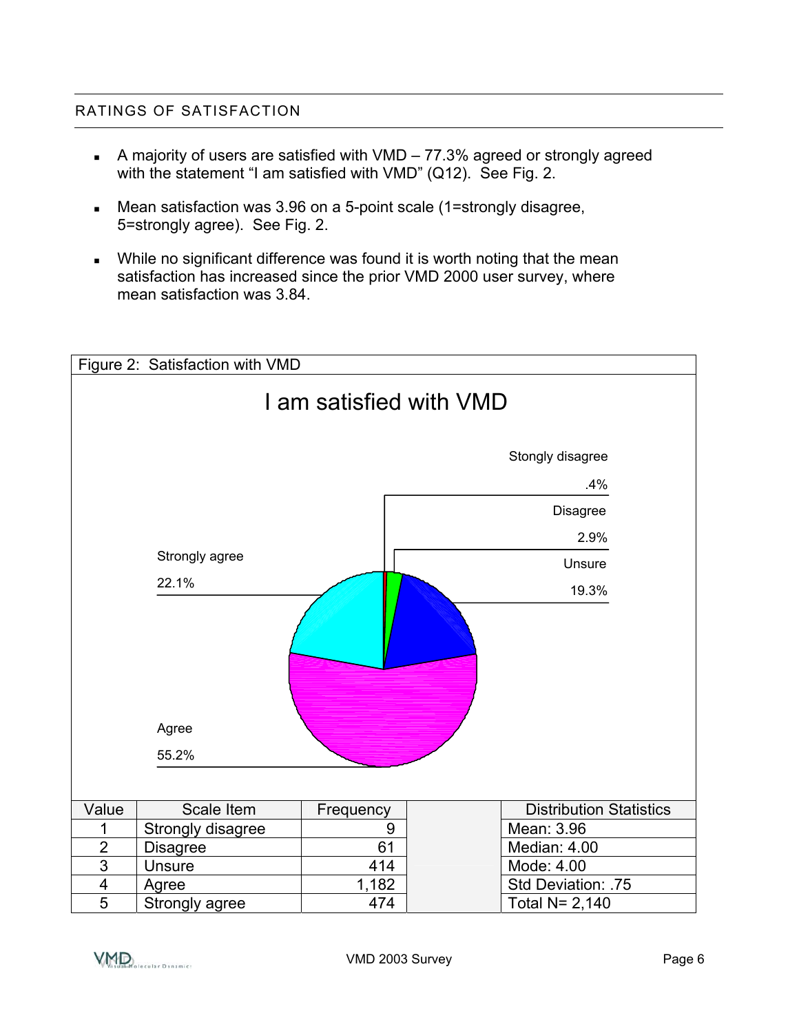## RATINGS OF SATISFACTION

- A majority of users are satisfied with VMD – 77.3% agreed or strongly agreed with the statement "I am satisfied with VMD" (Q12). See Fig. 2.
- Mean satisfaction was 3.96 on a 5-point scale (1=strongly disagree, 5=strongly agree). See Fig. 2.
- While no significant difference was found it is worth noting that the mean satisfaction has increased since the prior VMD 2000 user survey, where mean satisfaction was 3.84.

Figure 2: Satisfaction with VMD

I am satisfied with VMD

Stongly disagree .4%

Disagree 2.9%

Unsure 19.3%

Strongly agree 22.1%

Agree 55.2%

| Value | Scale Item | Frequency | | Distribution Statistics |
|---|---|---|---|---|
| 1 | Strongly disagree | 9 | | Mean: 3.96 |
| 2 | Disagree | 61 | | Median: 4.00 |
| 3 | Unsure | 414 | | Mode: 4.00 |
| 4 | Agree | 1,182 | | Std Deviation: .75 |
| 5 | Strongly agree | 474 | | Total N= 2,140 |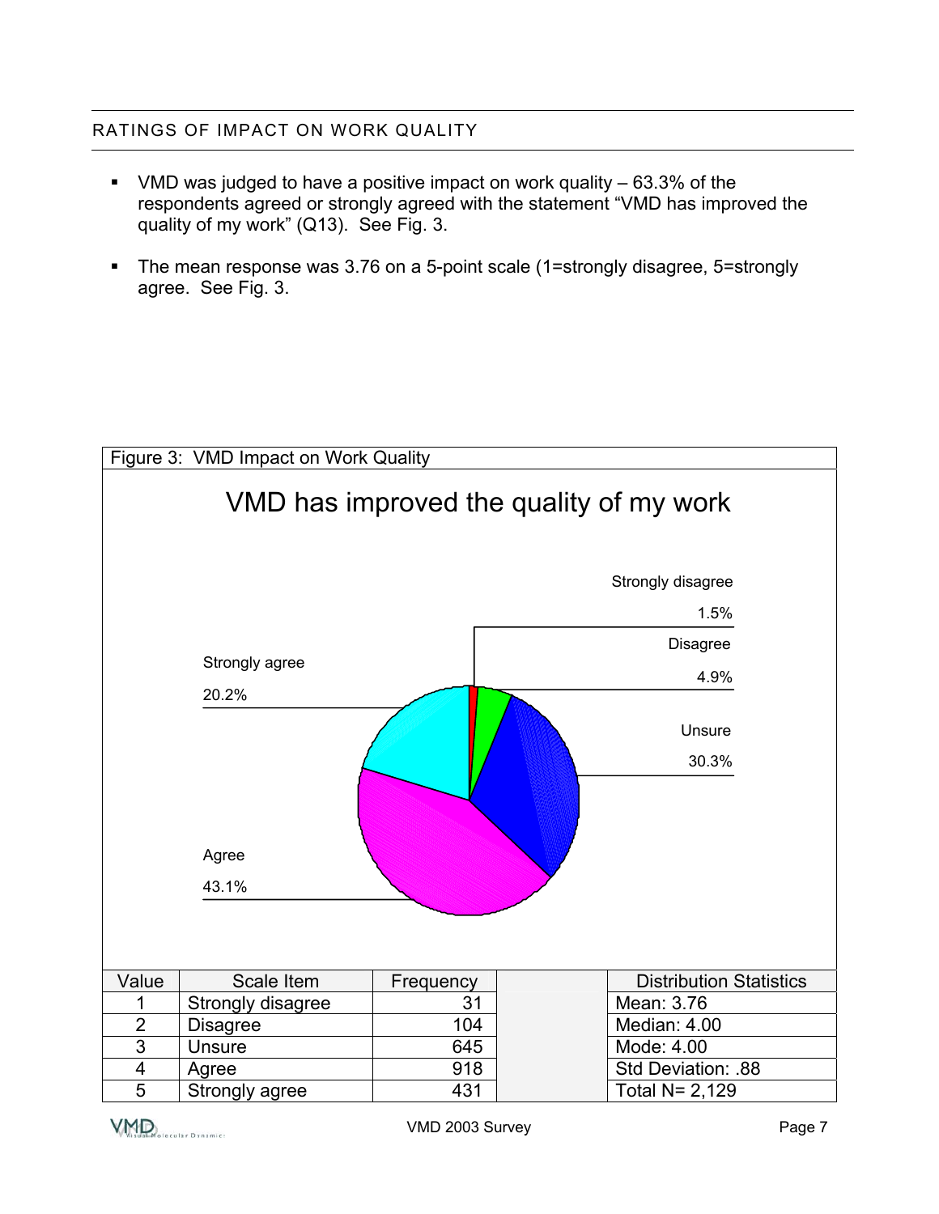## RATINGS OF IMPACT ON WORK QUALITY

- VMD was judged to have a positive impact on work quality – 63.3% of the respondents agreed or strongly agreed with the statement "VMD has improved the quality of my work" (Q13). See Fig. 3.
- The mean response was 3.76 on a 5-point scale (1=strongly disagree, 5=strongly agree. See Fig. 3.

Figure 3: VMD Impact on Work Quality

VMD has improved the quality of my work

Strongly disagree 1.5%

Disagree 4.9%

Unsure 30.3%

Agree 43.1%

Strongly agree 20.2%

| Value | Scale Item | Frequency | | Distribution Statistics |
|---|---|---|---|---|
| 1 | Strongly disagree | 31 | | Mean: 3.76 |
| 2 | Disagree | 104 | | Median: 4.00 |
| 3 | Unsure | 645 | | Mode: 4.00 |
| 4 | Agree | 918 | | Std Deviation: .88 |
| 5 | Strongly agree | 431 | | Total N= 2,129 |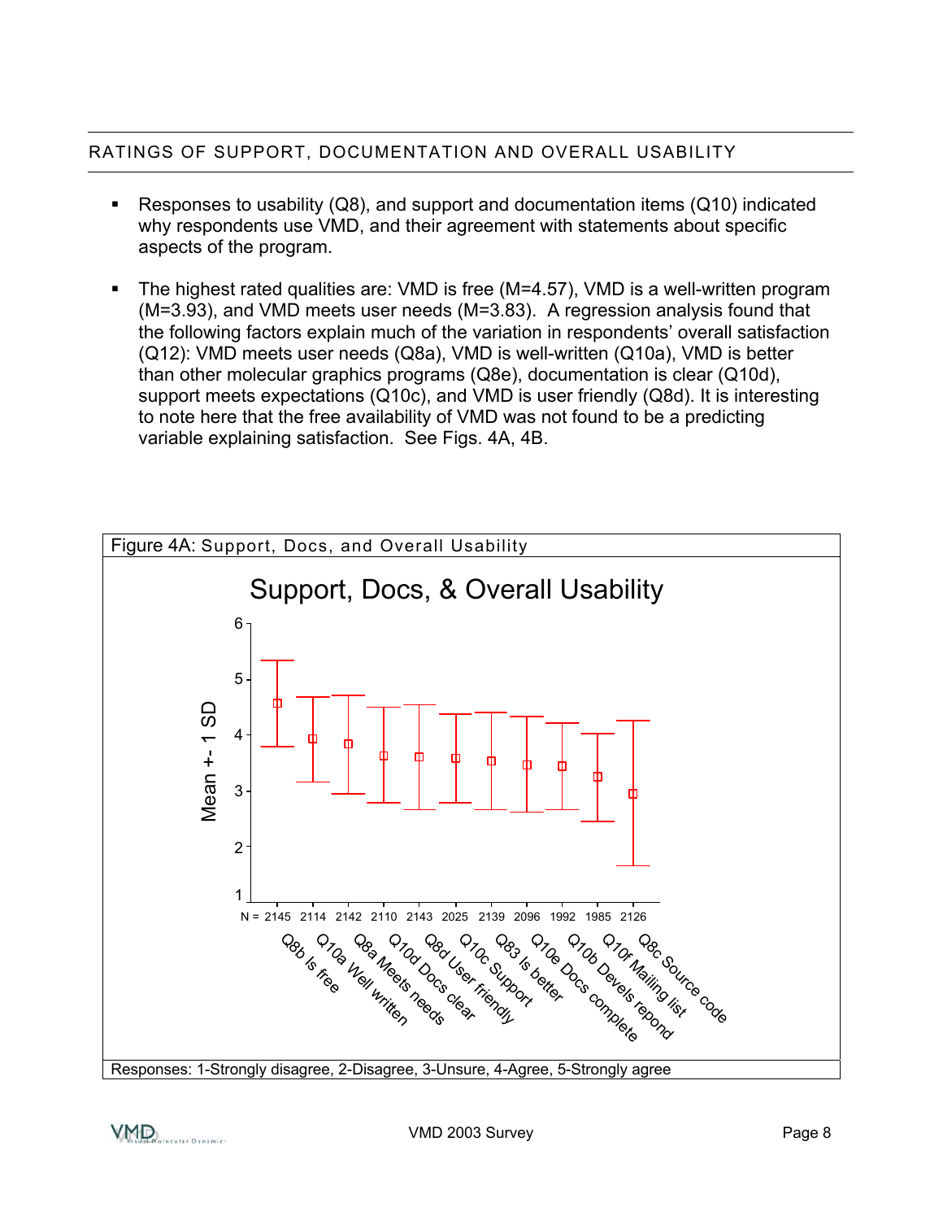## RATINGS OF SUPPORT, DOCUMENTATION AND OVERALL USABILITY

- Responses to usability (Q8), and support and documentation items (Q10) indicated why respondents use VMD, and their agreement with statements about specific aspects of the program.

- The highest rated qualities are: VMD is free (M=4.57), VMD is a well-written program (M=3.93), and VMD meets user needs (M=3.83). A regression analysis found that the following factors explain much of the variation in respondents' overall satisfaction (Q12): VMD meets user needs (Q8a), VMD is well-written (Q10a), VMD is better than other molecular graphics programs (Q8e), documentation is clear (Q10d), support meets expectations (Q10c), and VMD is user friendly (Q8d). It is interesting to note here that the free availability of VMD was not found to be a predicting variable explaining satisfaction. See Figs. 4A, 4B.

Figure 4A: Support, Docs, and Overall Usability

Support, Docs, & Overall Usability

| Item | N |
|---|---|
| Q8b Is free | 2145 |
| Q10a Well written | 2114 |
| Q8a Meets needs | 2142 |
| Q10d Docs clear | 2110 |
| Q8d User friendly | 2143 |
| Q10c Support | 2025 |
| Q83 Is better | 2139 |
| Q10e Docs complete | 2096 |
| Q10b Devels repond | 1992 |
| Q10f Mailing list | 1985 |
| Q8c Source code | 2126 |

Responses: 1-Strongly disagree, 2-Disagree, 3-Unsure, 4-Agree, 5-Strongly agree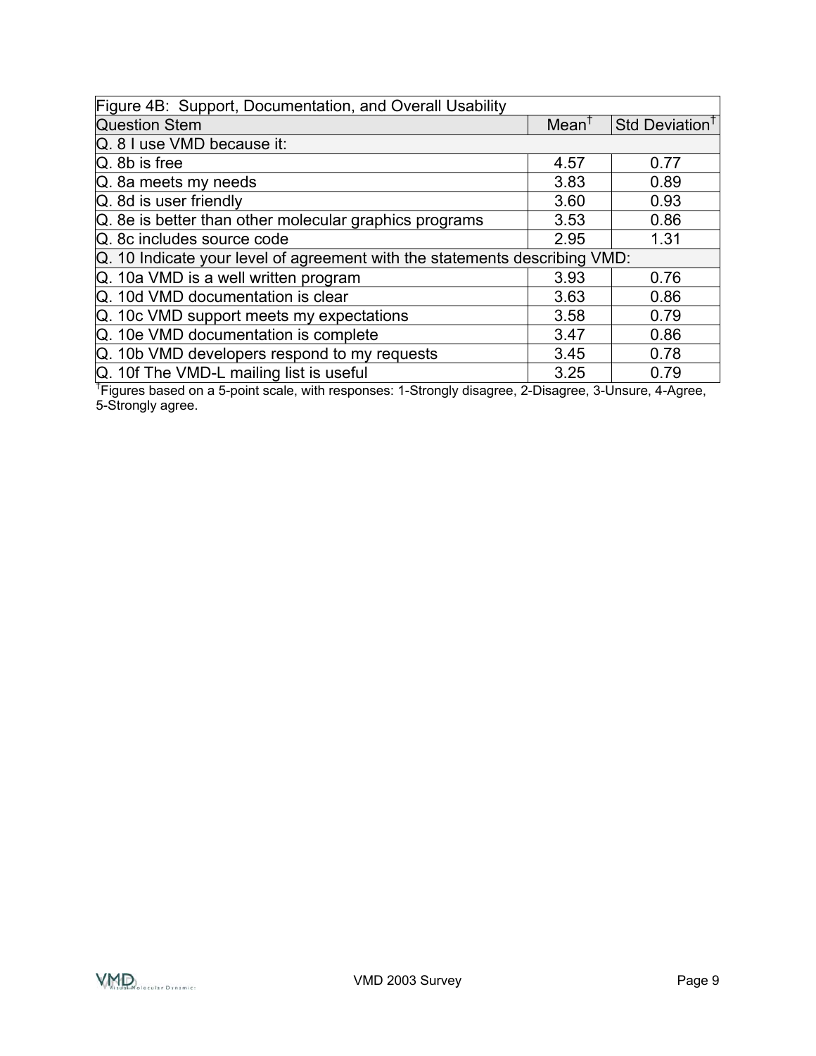| Figure 4B: Support, Documentation, and Overall Usability | | |
|---|---|---|
| Question Stem | Mean† | Std Deviation† |
| Q. 8 I use VMD because it: | | |
| Q. 8b is free | 4.57 | 0.77 |
| Q. 8a meets my needs | 3.83 | 0.89 |
| Q. 8d is user friendly | 3.60 | 0.93 |
| Q. 8e is better than other molecular graphics programs | 3.53 | 0.86 |
| Q. 8c includes source code | 2.95 | 1.31 |
| Q. 10 Indicate your level of agreement with the statements describing VMD: | | |
| Q. 10a VMD is a well written program | 3.93 | 0.76 |
| Q. 10d VMD documentation is clear | 3.63 | 0.86 |
| Q. 10c VMD support meets my expectations | 3.58 | 0.79 |
| Q. 10e VMD documentation is complete | 3.47 | 0.86 |
| Q. 10b VMD developers respond to my requests | 3.45 | 0.78 |
| Q. 10f The VMD-L mailing list is useful | 3.25 | 0.79 |

†Figures based on a 5-point scale, with responses: 1-Strongly disagree, 2-Disagree, 3-Unsure, 4-Agree, 5-Strongly agree.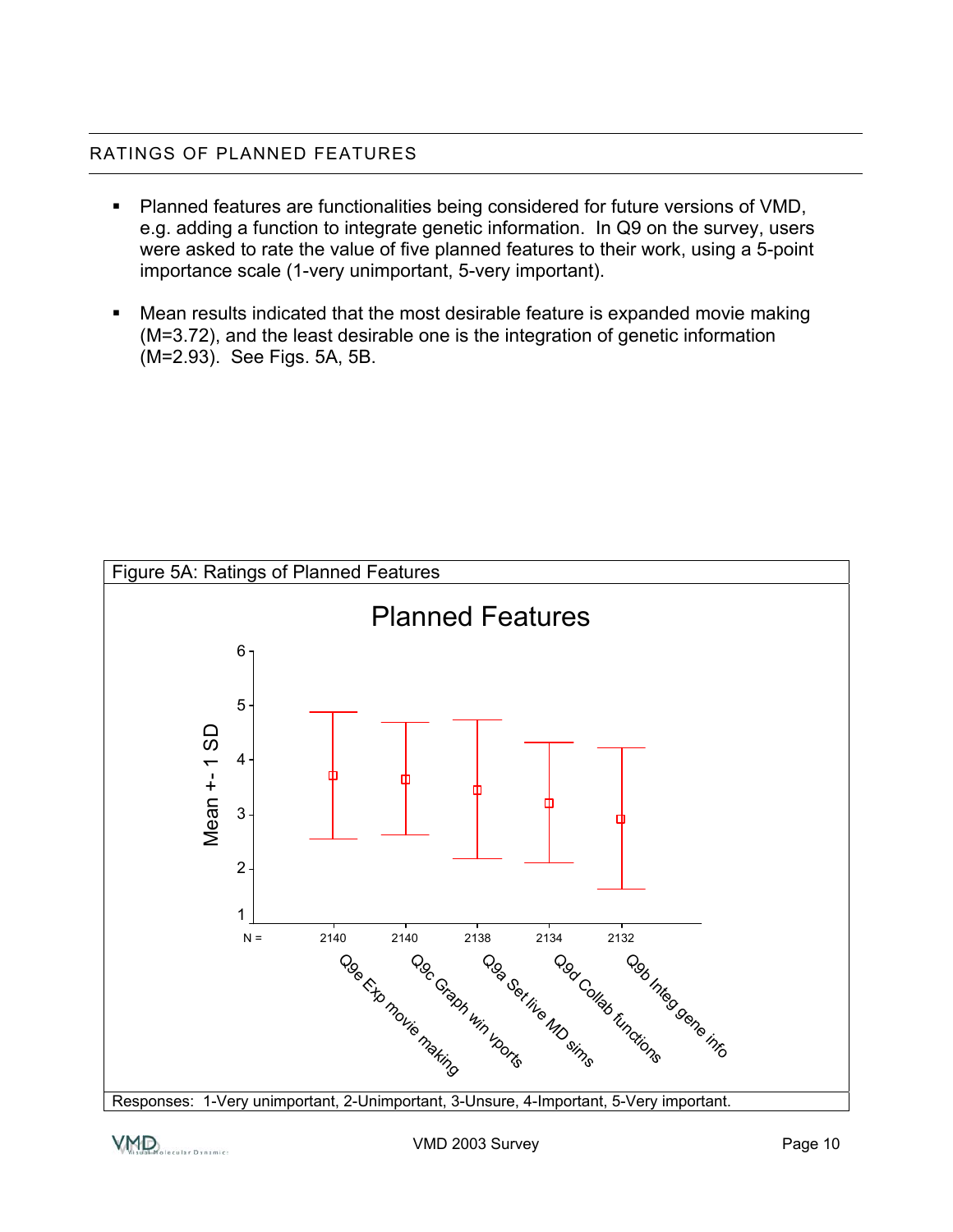## RATINGS OF PLANNED FEATURES

- Planned features are functionalities being considered for future versions of VMD, e.g. adding a function to integrate genetic information. In Q9 on the survey, users were asked to rate the value of five planned features to their work, using a 5-point importance scale (1-very unimportant, 5-very important).
- Mean results indicated that the most desirable feature is expanded movie making (M=3.72), and the least desirable one is the integration of genetic information (M=2.93). See Figs. 5A, 5B.

Figure 5A: Ratings of Planned Features

Planned Features

| Feature | N |
|---|---|
| Q9e Exp movie making | 2140 |
| Q9c Graph win vports | 2140 |
| Q9a Set live MD sims | 2138 |
| Q9d Collab functions | 2134 |
| Q9b Integ gene info | 2132 |

Responses: 1-Very unimportant, 2-Unimportant, 3-Unsure, 4-Important, 5-Very important.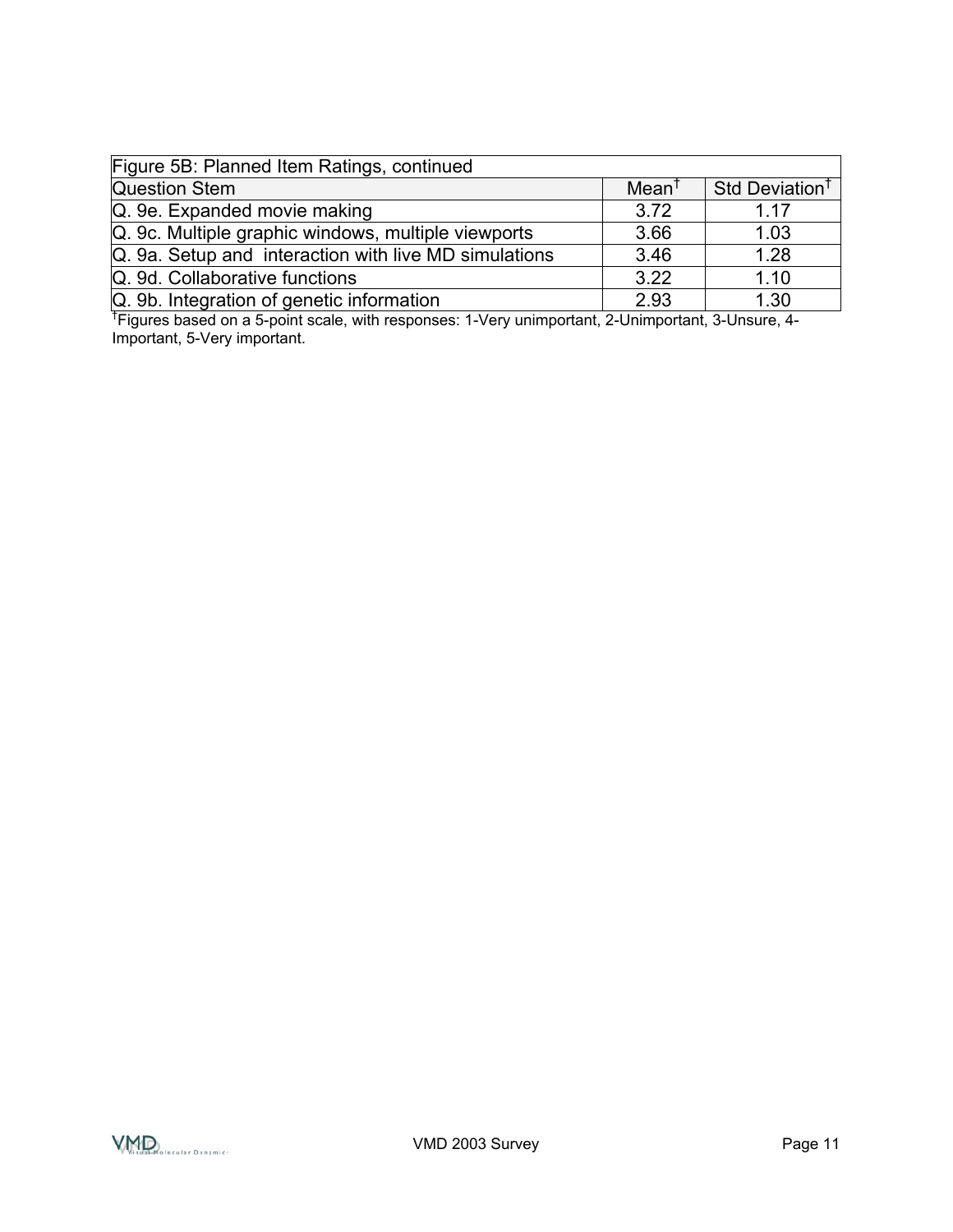| Figure 5B: Planned Item Ratings, continued | | |
| --- | --- | --- |
| Question Stem | Mean† | Std Deviation† |
| Q. 9e. Expanded movie making | 3.72 | 1.17 |
| Q. 9c. Multiple graphic windows, multiple viewports | 3.66 | 1.03 |
| Q. 9a. Setup and interaction with live MD simulations | 3.46 | 1.28 |
| Q. 9d. Collaborative functions | 3.22 | 1.10 |
| Q. 9b. Integration of genetic information | 2.93 | 1.30 |

†Figures based on a 5-point scale, with responses: 1-Very unimportant, 2-Unimportant, 3-Unsure, 4-Important, 5-Very important.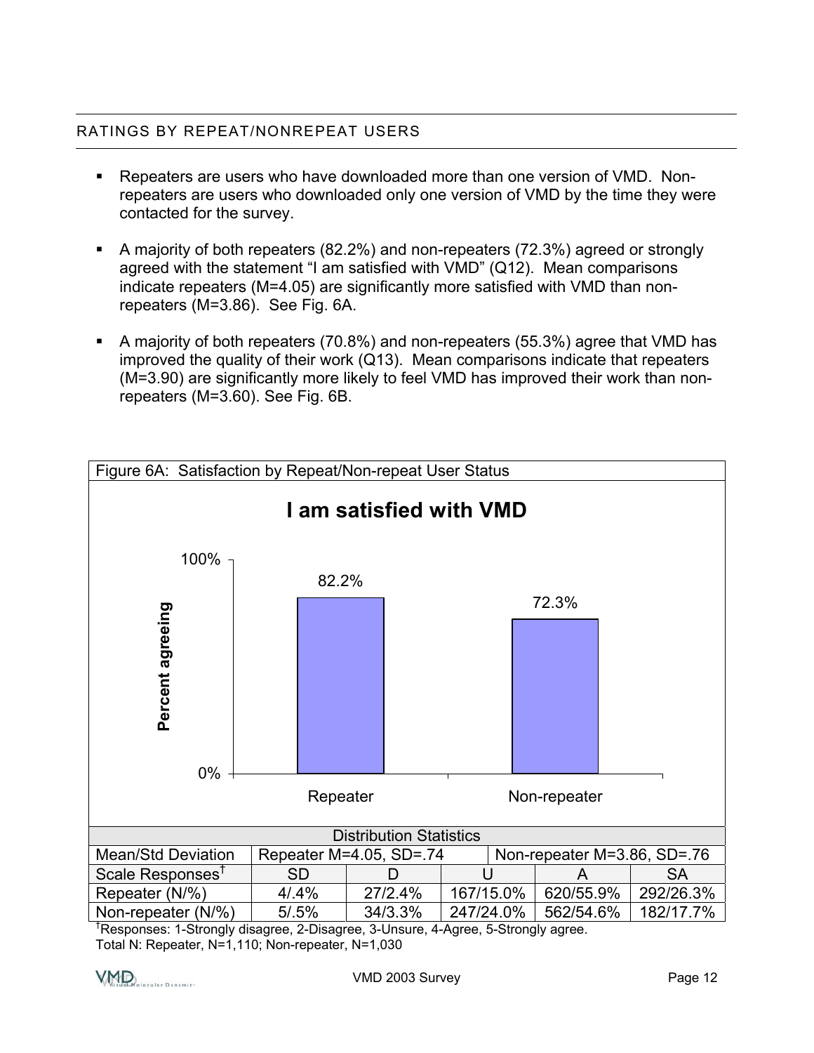## RATINGS BY REPEAT/NONREPEAT USERS

- Repeaters are users who have downloaded more than one version of VMD. Non-repeaters are users who downloaded only one version of VMD by the time they were contacted for the survey.
- A majority of both repeaters (82.2%) and non-repeaters (72.3%) agreed or strongly agreed with the statement "I am satisfied with VMD" (Q12). Mean comparisons indicate repeaters (M=4.05) are significantly more satisfied with VMD than non-repeaters (M=3.86). See Fig. 6A.
- A majority of both repeaters (70.8%) and non-repeaters (55.3%) agree that VMD has improved the quality of their work (Q13). Mean comparisons indicate that repeaters (M=3.90) are significantly more likely to feel VMD has improved their work than non-repeaters (M=3.60). See Fig. 6B.

Figure 6A: Satisfaction by Repeat/Non-repeat User Status

**I am satisfied with VMD**

| | Percent agreeing |
|---|---|
| Repeater | 82.2% |
| Non-repeater | 72.3% |

| Distribution Statistics | | | | | |
|---|---|---|---|---|---|
| Mean/Std Deviation | Repeater M=4.05, SD=.74 | | Non-repeater M=3.86, SD=.76 | | |
| Scale Responses† | SD | D | U | A | SA |
| Repeater (N/%) | 4/.4% | 27/2.4% | 167/15.0% | 620/55.9% | 292/26.3% |
| Non-repeater (N/%) | 5/.5% | 34/3.3% | 247/24.0% | 562/54.6% | 182/17.7% |

†Responses: 1-Strongly disagree, 2-Disagree, 3-Unsure, 4-Agree, 5-Strongly agree.
Total N: Repeater, N=1,110; Non-repeater, N=1,030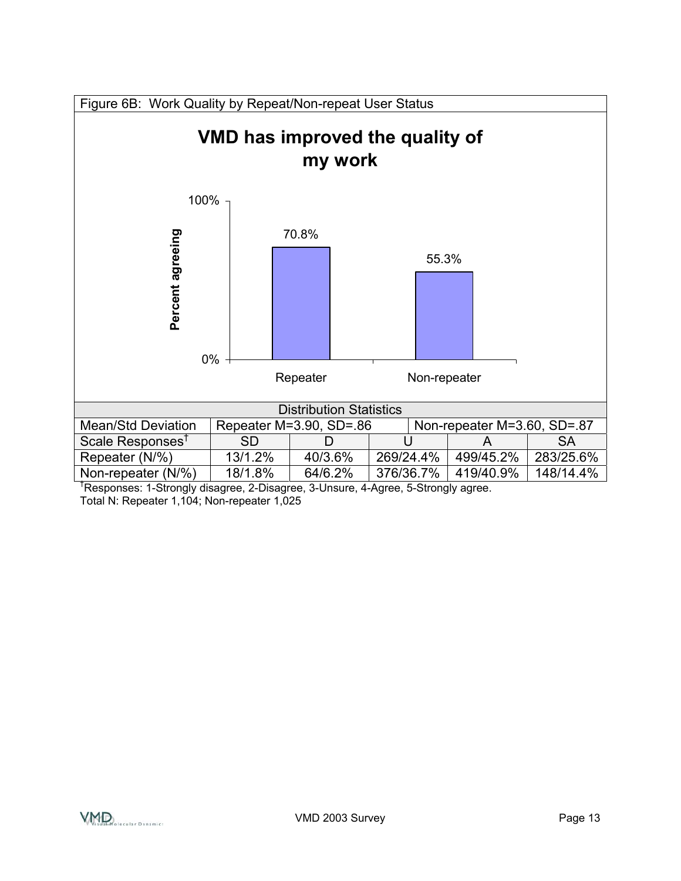Figure 6B: Work Quality by Repeat/Non-repeat User Status

## VMD has improved the quality of my work

| | Percent agreeing |
|---|---|
| Repeater | 70.8% |
| Non-repeater | 55.3% |

| Distribution Statistics | | | | | |
|---|---|---|---|---|---|
| Mean/Std Deviation | Repeater M=3.90, SD=.86 | | | Non-repeater M=3.60, SD=.87 | |
| Scale Responses† | SD | D | U | A | SA |
| Repeater (N/%) | 13/1.2% | 40/3.6% | 269/24.4% | 499/45.2% | 283/25.6% |
| Non-repeater (N/%) | 18/1.8% | 64/6.2% | 376/36.7% | 419/40.9% | 148/14.4% |

†Responses: 1-Strongly disagree, 2-Disagree, 3-Unsure, 4-Agree, 5-Strongly agree.

Total N: Repeater 1,104; Non-repeater 1,025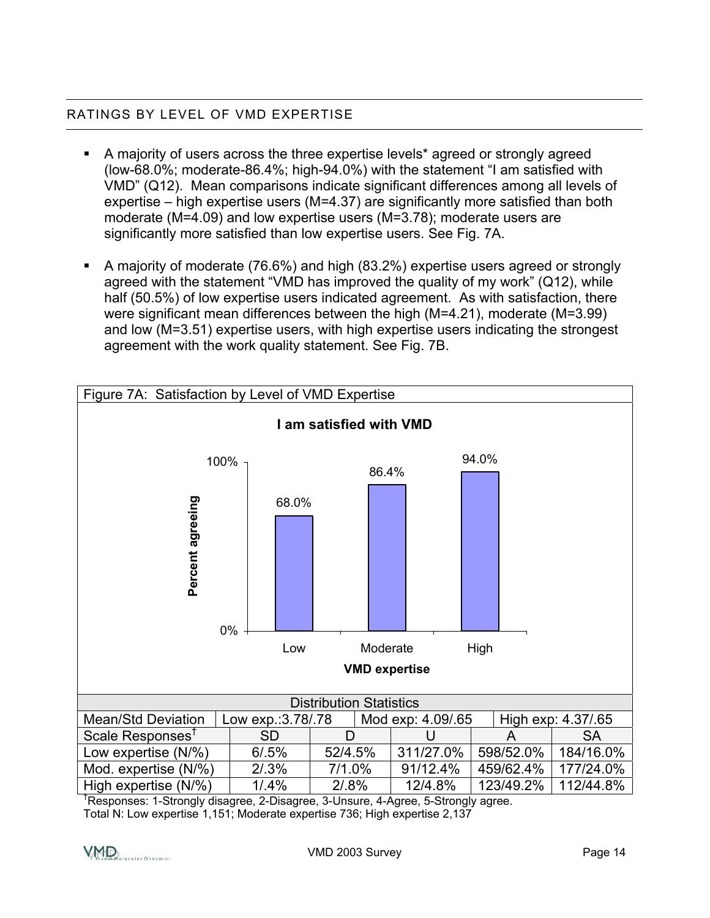## RATINGS BY LEVEL OF VMD EXPERTISE

- A majority of users across the three expertise levels* agreed or strongly agreed (low-68.0%; moderate-86.4%; high-94.0%) with the statement "I am satisfied with VMD" (Q12). Mean comparisons indicate significant differences among all levels of expertise – high expertise users (M=4.37) are significantly more satisfied than both moderate (M=4.09) and low expertise users (M=3.78); moderate users are significantly more satisfied than low expertise users. See Fig. 7A.

- A majority of moderate (76.6%) and high (83.2%) expertise users agreed or strongly agreed with the statement "VMD has improved the quality of my work" (Q12), while half (50.5%) of low expertise users indicated agreement. As with satisfaction, there were significant mean differences between the high (M=4.21), moderate (M=3.99) and low (M=3.51) expertise users, with high expertise users indicating the strongest agreement with the work quality statement. See Fig. 7B.

Figure 7A: Satisfaction by Level of VMD Expertise

**I am satisfied with VMD**

| VMD expertise | Percent agreeing |
|---|---|
| Low | 68.0% |
| Moderate | 86.4% |
| High | 94.0% |

| Distribution Statistics | | | | | |
|---|---|---|---|---|---|
| Mean/Std Deviation | Low exp.:3.78/.78 | | Mod exp: 4.09/.65 | High exp: 4.37/.65 | |
| Scale Responses[†] | SD | D | U | A | SA |
| Low expertise (N/%) | 6/.5% | 52/4.5% | 311/27.0% | 598/52.0% | 184/16.0% |
| Mod. expertise (N/%) | 2/.3% | 7/1.0% | 91/12.4% | 459/62.4% | 177/24.0% |
| High expertise (N/%) | 1/.4% | 2/.8% | 12/4.8% | 123/49.2% | 112/44.8% |

[†]Responses: 1-Strongly disagree, 2-Disagree, 3-Unsure, 4-Agree, 5-Strongly agree.
Total N: Low expertise 1,151; Moderate expertise 736; High expertise 2,137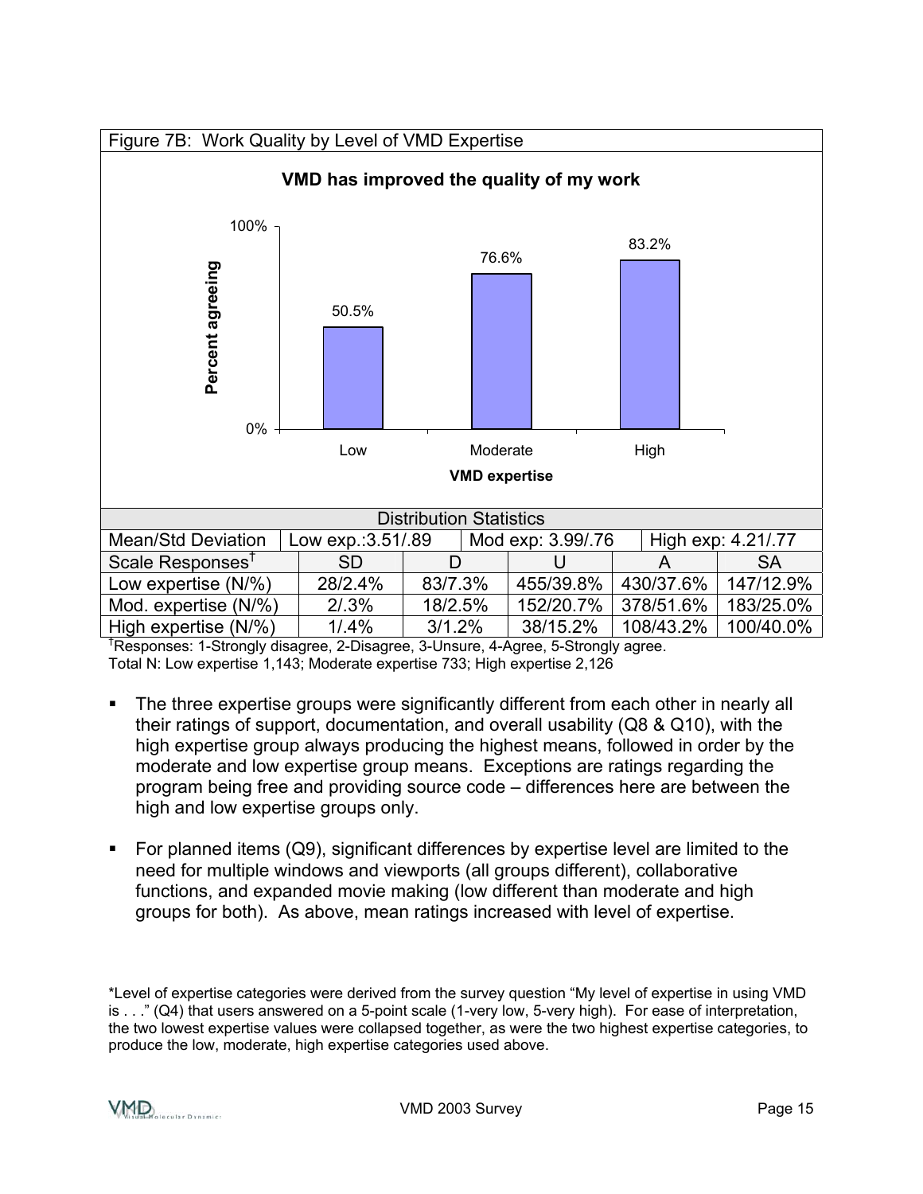Figure 7B: Work Quality by Level of VMD Expertise

**VMD has improved the quality of my work**

| VMD expertise | Percent agreeing |
|---|---|
| Low | 50.5% |
| Moderate | 76.6% |
| High | 83.2% |

| Distribution Statistics | | | | | |
|---|---|---|---|---|---|
| Mean/Std Deviation | Low exp.:3.51/.89 | | Mod exp: 3.99/.76 | | High exp: 4.21/.77 |
| Scale Responses† | SD | D | U | A | SA |
| Low expertise (N/%) | 28/2.4% | 83/7.3% | 455/39.8% | 430/37.6% | 147/12.9% |
| Mod. expertise (N/%) | 2/.3% | 18/2.5% | 152/20.7% | 378/51.6% | 183/25.0% |
| High expertise (N/%) | 1/.4% | 3/1.2% | 38/15.2% | 108/43.2% | 100/40.0% |

†Responses: 1-Strongly disagree, 2-Disagree, 3-Unsure, 4-Agree, 5-Strongly agree.
Total N: Low expertise 1,143; Moderate expertise 733; High expertise 2,126

- The three expertise groups were significantly different from each other in nearly all their ratings of support, documentation, and overall usability (Q8 & Q10), with the high expertise group always producing the highest means, followed in order by the moderate and low expertise group means. Exceptions are ratings regarding the program being free and providing source code – differences here are between the high and low expertise groups only.

- For planned items (Q9), significant differences by expertise level are limited to the need for multiple windows and viewports (all groups different), collaborative functions, and expanded movie making (low different than moderate and high groups for both). As above, mean ratings increased with level of expertise.

*Level of expertise categories were derived from the survey question "My level of expertise in using VMD is . . ." (Q4) that users answered on a 5-point scale (1-very low, 5-very high). For ease of interpretation, the two lowest expertise values were collapsed together, as were the two highest expertise categories, to produce the low, moderate, high expertise categories used above.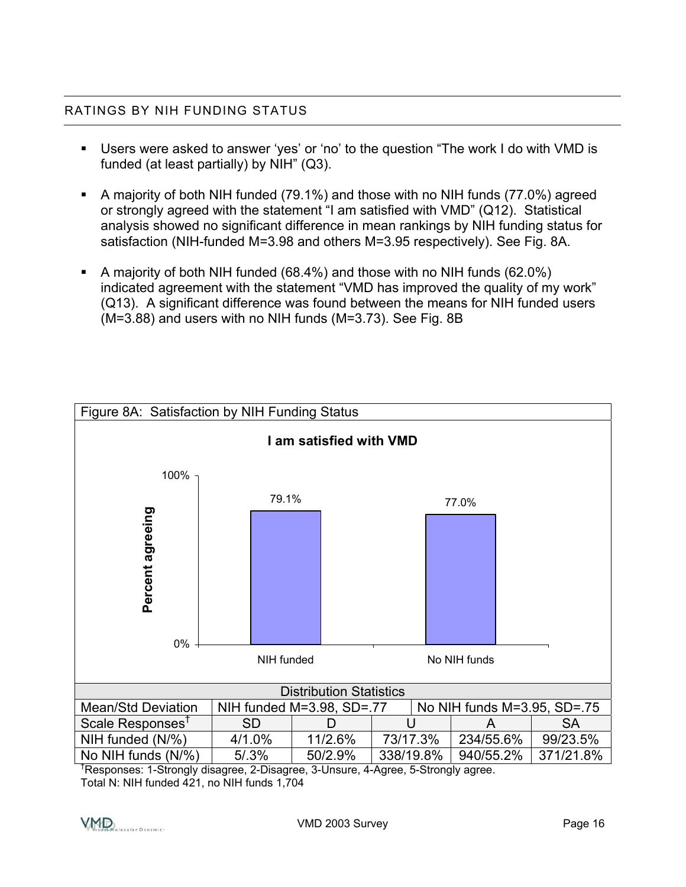## RATINGS BY NIH FUNDING STATUS

- Users were asked to answer 'yes' or 'no' to the question "The work I do with VMD is funded (at least partially) by NIH" (Q3).
- A majority of both NIH funded (79.1%) and those with no NIH funds (77.0%) agreed or strongly agreed with the statement "I am satisfied with VMD" (Q12). Statistical analysis showed no significant difference in mean rankings by NIH funding status for satisfaction (NIH-funded M=3.98 and others M=3.95 respectively). See Fig. 8A.
- A majority of both NIH funded (68.4%) and those with no NIH funds (62.0%) indicated agreement with the statement "VMD has improved the quality of my work" (Q13). A significant difference was found between the means for NIH funded users (M=3.88) and users with no NIH funds (M=3.73). See Fig. 8B

Figure 8A: Satisfaction by NIH Funding Status

**I am satisfied with VMD**

| | Percent agreeing |
|---|---|
| NIH funded | 79.1% |
| No NIH funds | 77.0% |

| Distribution Statistics | | | | | |
|---|---|---|---|---|---|
| Mean/Std Deviation | NIH funded M=3.98, SD=.77 | | | No NIH funds M=3.95, SD=.75 | |
| Scale Responses† | SD | D | U | A | SA |
| NIH funded (N/%) | 4/1.0% | 11/2.6% | 73/17.3% | 234/55.6% | 99/23.5% |
| No NIH funds (N/%) | 5/.3% | 50/2.9% | 338/19.8% | 940/55.2% | 371/21.8% |

†Responses: 1-Strongly disagree, 2-Disagree, 3-Unsure, 4-Agree, 5-Strongly agree.
Total N: NIH funded 421, no NIH funds 1,704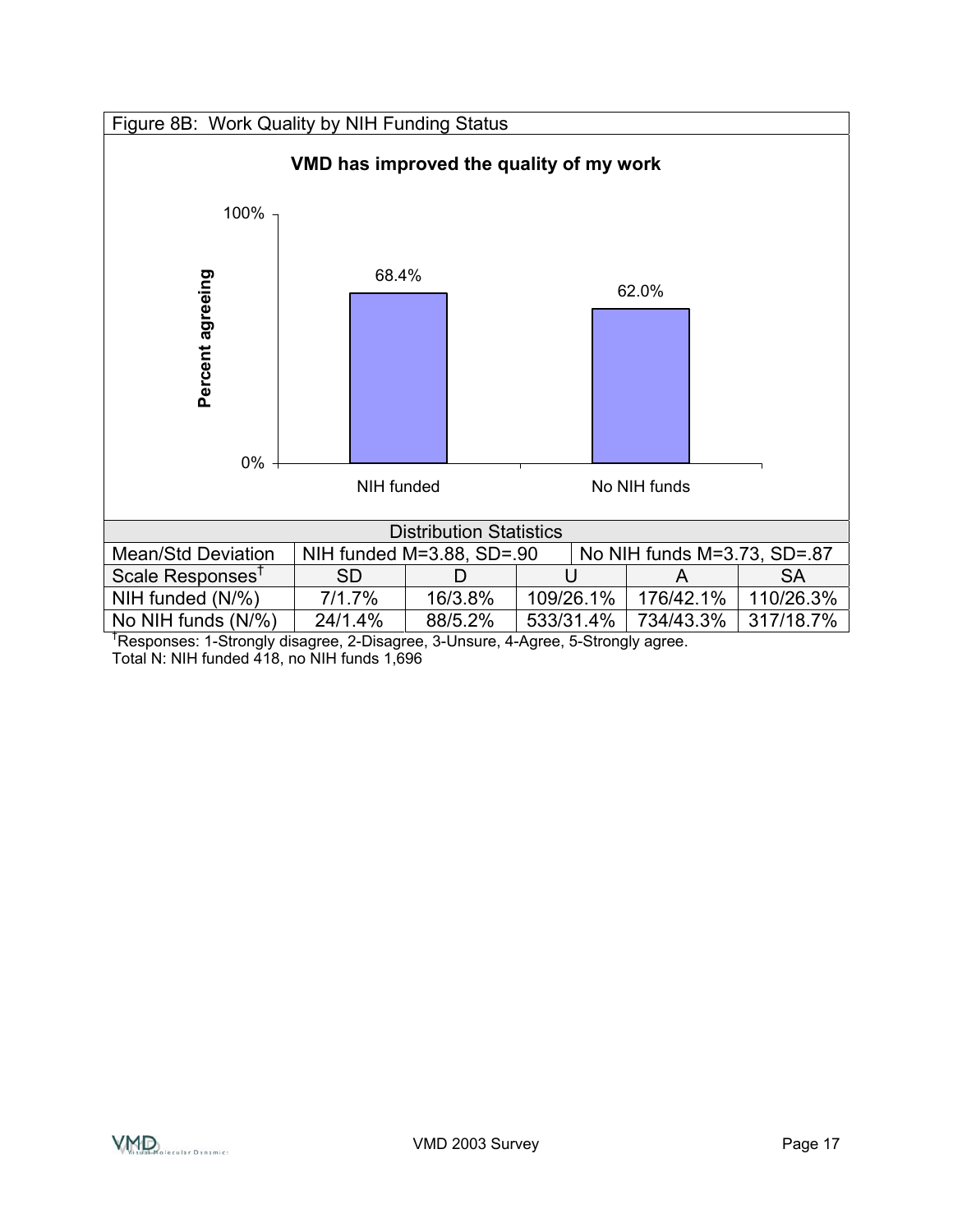Figure 8B: Work Quality by NIH Funding Status

**VMD has improved the quality of my work**

| | Percent agreeing |
|---|---|
| NIH funded | 68.4% |
| No NIH funds | 62.0% |

| Distribution Statistics | | | | | |
|---|---|---|---|---|---|
| Mean/Std Deviation | NIH funded M=3.88, SD=.90 | | No NIH funds M=3.73, SD=.87 | | |
| Scale Responses† | SD | D | U | A | SA |
| NIH funded (N/%) | 7/1.7% | 16/3.8% | 109/26.1% | 176/42.1% | 110/26.3% |
| No NIH funds (N/%) | 24/1.4% | 88/5.2% | 533/31.4% | 734/43.3% | 317/18.7% |

†Responses: 1-Strongly disagree, 2-Disagree, 3-Unsure, 4-Agree, 5-Strongly agree.
Total N: NIH funded 418, no NIH funds 1,696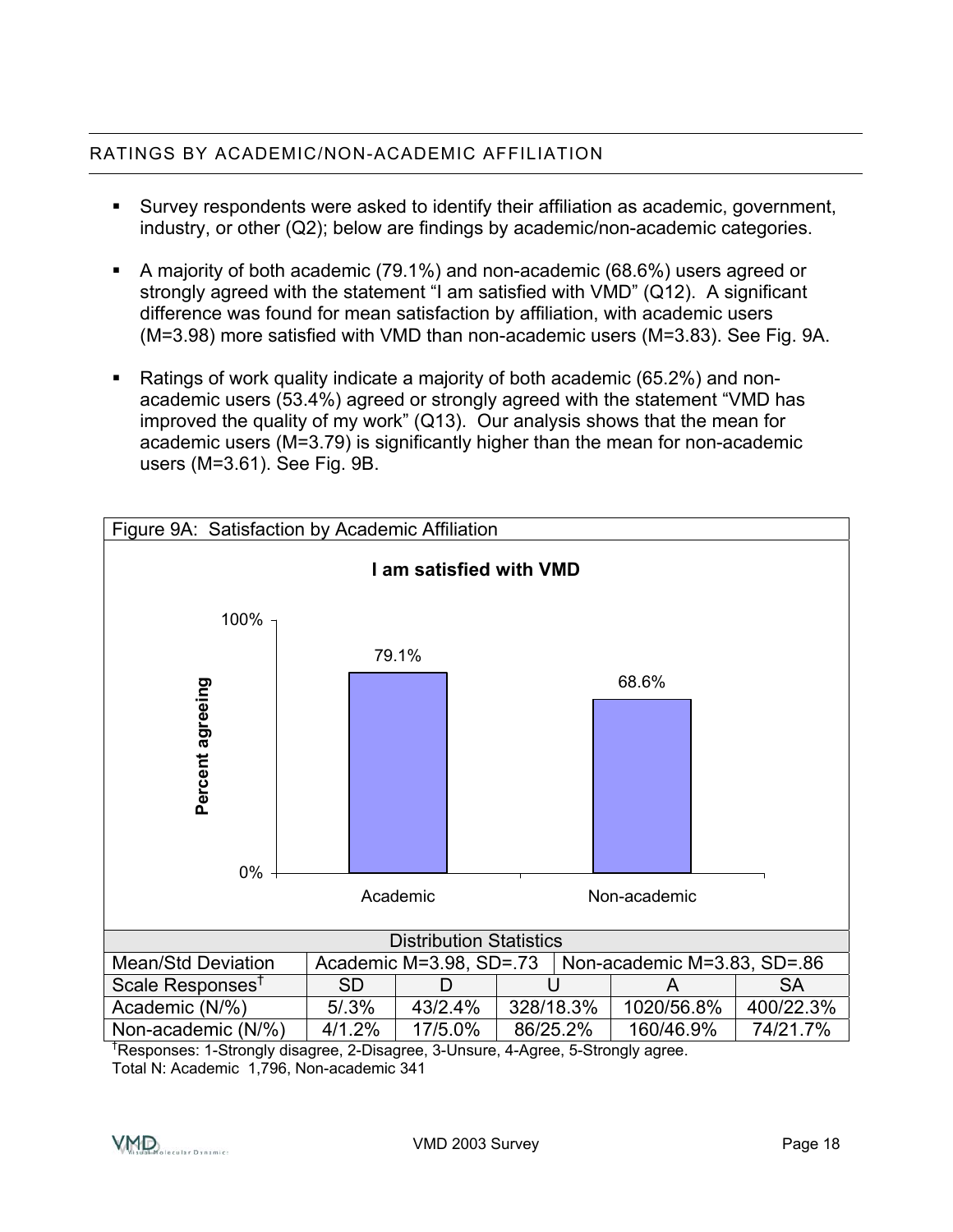## RATINGS BY ACADEMIC/NON-ACADEMIC AFFILIATION

- Survey respondents were asked to identify their affiliation as academic, government, industry, or other (Q2); below are findings by academic/non-academic categories.
- A majority of both academic (79.1%) and non-academic (68.6%) users agreed or strongly agreed with the statement "I am satisfied with VMD" (Q12). A significant difference was found for mean satisfaction by affiliation, with academic users (M=3.98) more satisfied with VMD than non-academic users (M=3.83). See Fig. 9A.
- Ratings of work quality indicate a majority of both academic (65.2%) and non-academic users (53.4%) agreed or strongly agreed with the statement "VMD has improved the quality of my work" (Q13). Our analysis shows that the mean for academic users (M=3.79) is significantly higher than the mean for non-academic users (M=3.61). See Fig. 9B.

Figure 9A: Satisfaction by Academic Affiliation

**I am satisfied with VMD**

| | Percent agreeing |
|---|---|
| Academic | 79.1% |
| Non-academic | 68.6% |

| Distribution Statistics | | | | | |
|---|---|---|---|---|---|
| Mean/Std Deviation | Academic M=3.98, SD=.73 | | Non-academic M=3.83, SD=.86 | | |
| Scale Responses† | SD | D | U | A | SA |
| Academic (N/%) | 5/.3% | 43/2.4% | 328/18.3% | 1020/56.8% | 400/22.3% |
| Non-academic (N/%) | 4/1.2% | 17/5.0% | 86/25.2% | 160/46.9% | 74/21.7% |

†Responses: 1-Strongly disagree, 2-Disagree, 3-Unsure, 4-Agree, 5-Strongly agree.
Total N: Academic 1,796, Non-academic 341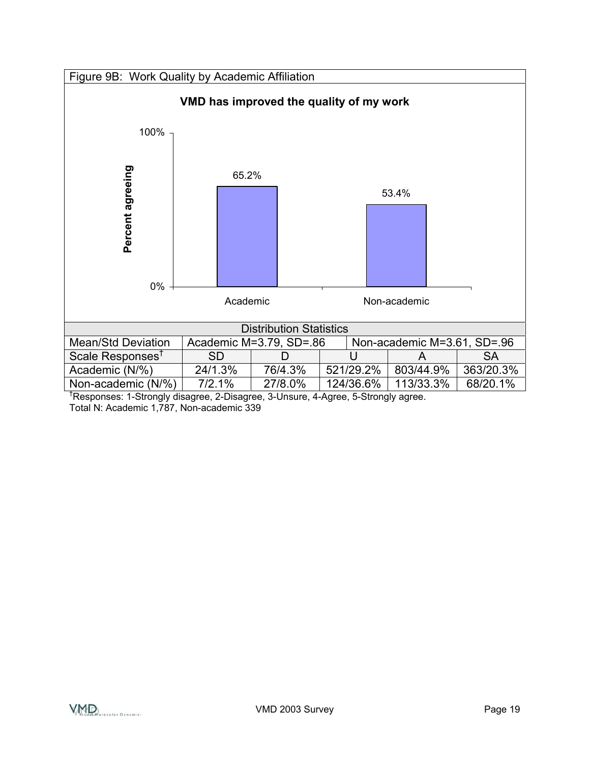Figure 9B: Work Quality by Academic Affiliation

**VMD has improved the quality of my work**

Percent agreeing

100%

65.2%

53.4%

0%

Academic

Non-academic

| Distribution Statistics | | | | | |
|---|---|---|---|---|---|
| Mean/Std Deviation | Academic M=3.79, SD=.86 | | Non-academic M=3.61, SD=.96 | | |
| Scale Responses† | SD | D | U | A | SA |
| Academic (N/%) | 24/1.3% | 76/4.3% | 521/29.2% | 803/44.9% | 363/20.3% |
| Non-academic (N/%) | 7/2.1% | 27/8.0% | 124/36.6% | 113/33.3% | 68/20.1% |

†Responses: 1-Strongly disagree, 2-Disagree, 3-Unsure, 4-Agree, 5-Strongly agree.
Total N: Academic 1,787, Non-academic 339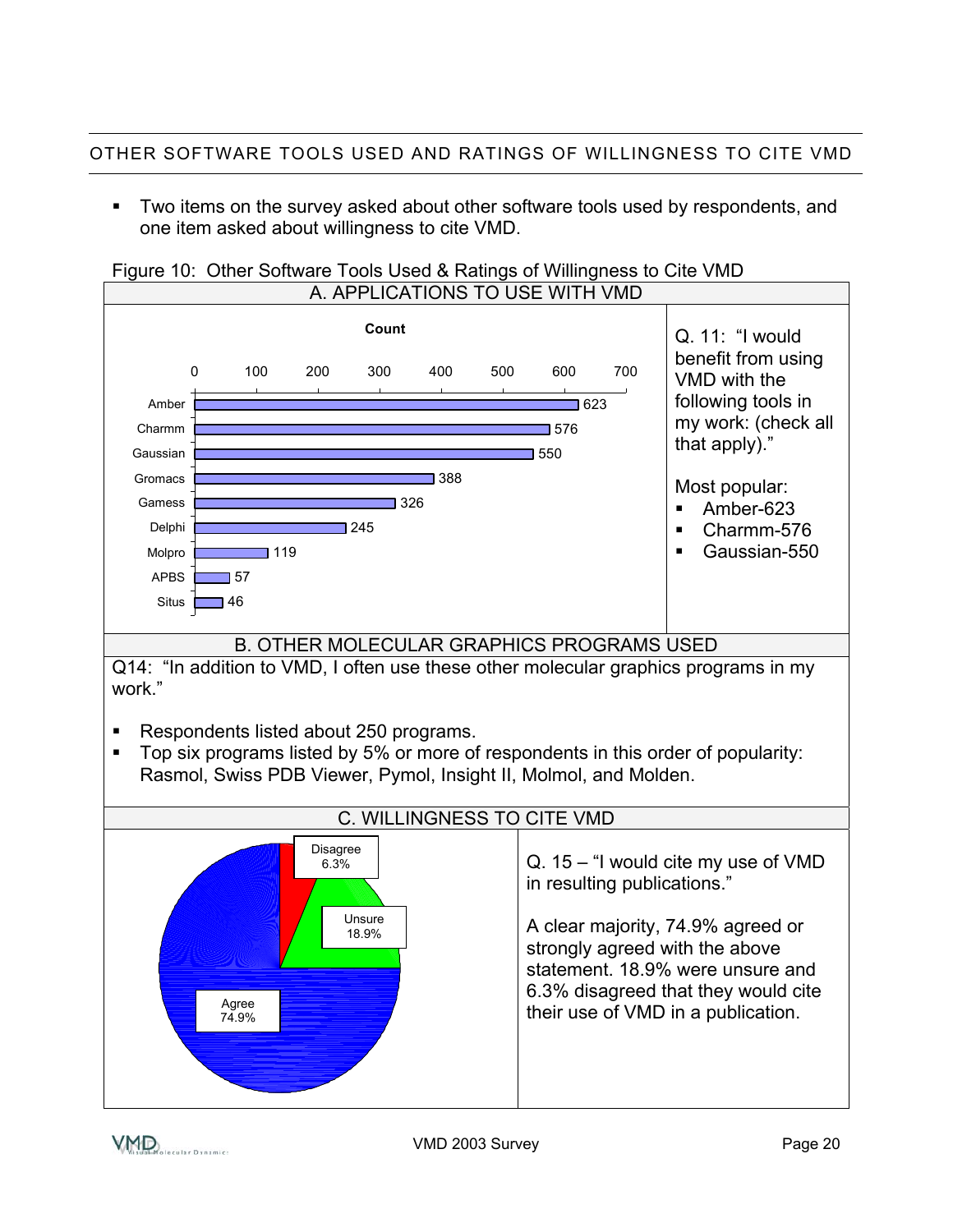## OTHER SOFTWARE TOOLS USED AND RATINGS OF WILLINGNESS TO CITE VMD

- Two items on the survey asked about other software tools used by respondents, and one item asked about willingness to cite VMD.

Figure 10: Other Software Tools Used & Ratings of Willingness to Cite VMD

### A. APPLICATIONS TO USE WITH VMD

| Application | Count |
|---|---|
| Amber | 623 |
| Charmm | 576 |
| Gaussian | 550 |
| Gromacs | 388 |
| Gamess | 326 |
| Delphi | 245 |
| Molpro | 119 |
| APBS | 57 |
| Situs | 46 |

Q. 11: "I would benefit from using VMD with the following tools in my work: (check all that apply)."

Most popular:

- Amber-623
- Charmm-576
- Gaussian-550

### B. OTHER MOLECULAR GRAPHICS PROGRAMS USED

Q14: "In addition to VMD, I often use these other molecular graphics programs in my work."

- Respondents listed about 250 programs.
- Top six programs listed by 5% or more of respondents in this order of popularity: Rasmol, Swiss PDB Viewer, Pymol, Insight II, Molmol, and Molden.

### C. WILLINGNESS TO CITE VMD

| Response | Percent |
|---|---|
| Agree | 74.9% |
| Unsure | 18.9% |
| Disagree | 6.3% |

Q. 15 – "I would cite my use of VMD in resulting publications."

A clear majority, 74.9% agreed or strongly agreed with the above statement. 18.9% were unsure and 6.3% disagreed that they would cite their use of VMD in a publication.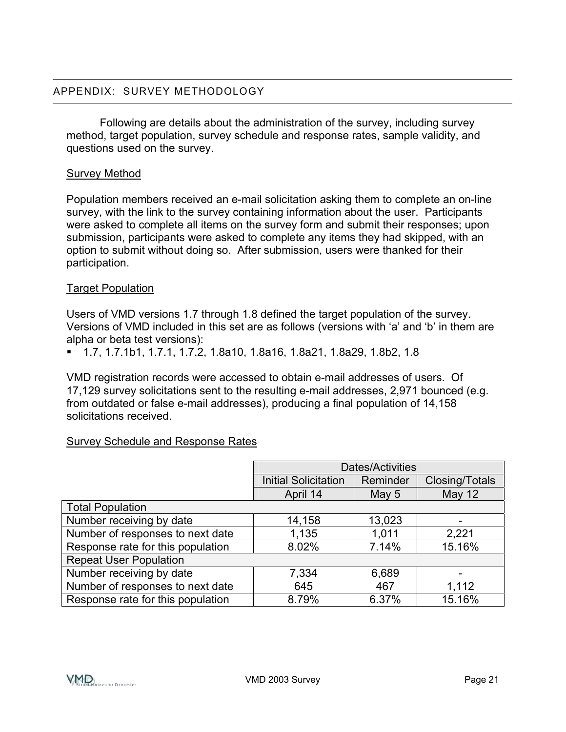## APPENDIX: SURVEY METHODOLOGY

Following are details about the administration of the survey, including survey method, target population, survey schedule and response rates, sample validity, and questions used on the survey.

### Survey Method

Population members received an e-mail solicitation asking them to complete an on-line survey, with the link to the survey containing information about the user. Participants were asked to complete all items on the survey form and submit their responses; upon submission, participants were asked to complete any items they had skipped, with an option to submit without doing so. After submission, users were thanked for their participation.

### Target Population

Users of VMD versions 1.7 through 1.8 defined the target population of the survey. Versions of VMD included in this set are as follows (versions with 'a' and 'b' in them are alpha or beta test versions):

- 1.7, 1.7.1b1, 1.7.1, 1.7.2, 1.8a10, 1.8a16, 1.8a21, 1.8a29, 1.8b2, 1.8

VMD registration records were accessed to obtain e-mail addresses of users. Of 17,129 survey solicitations sent to the resulting e-mail addresses, 2,971 bounced (e.g. from outdated or false e-mail addresses), producing a final population of 14,158 solicitations received.

### Survey Schedule and Response Rates

| | Dates/Activities | | |
|---|---|---|---|
| | Initial Solicitation | Reminder | Closing/Totals |
| | April 14 | May 5 | May 12 |
| **Total Population** | | | |
| Number receiving by date | 14,158 | 13,023 | - |
| Number of responses to next date | 1,135 | 1,011 | 2,221 |
| Response rate for this population | 8.02% | 7.14% | 15.16% |
| **Repeat User Population** | | | |
| Number receiving by date | 7,334 | 6,689 | - |
| Number of responses to next date | 645 | 467 | 1,112 |
| Response rate for this population | 8.79% | 6.37% | 15.16% |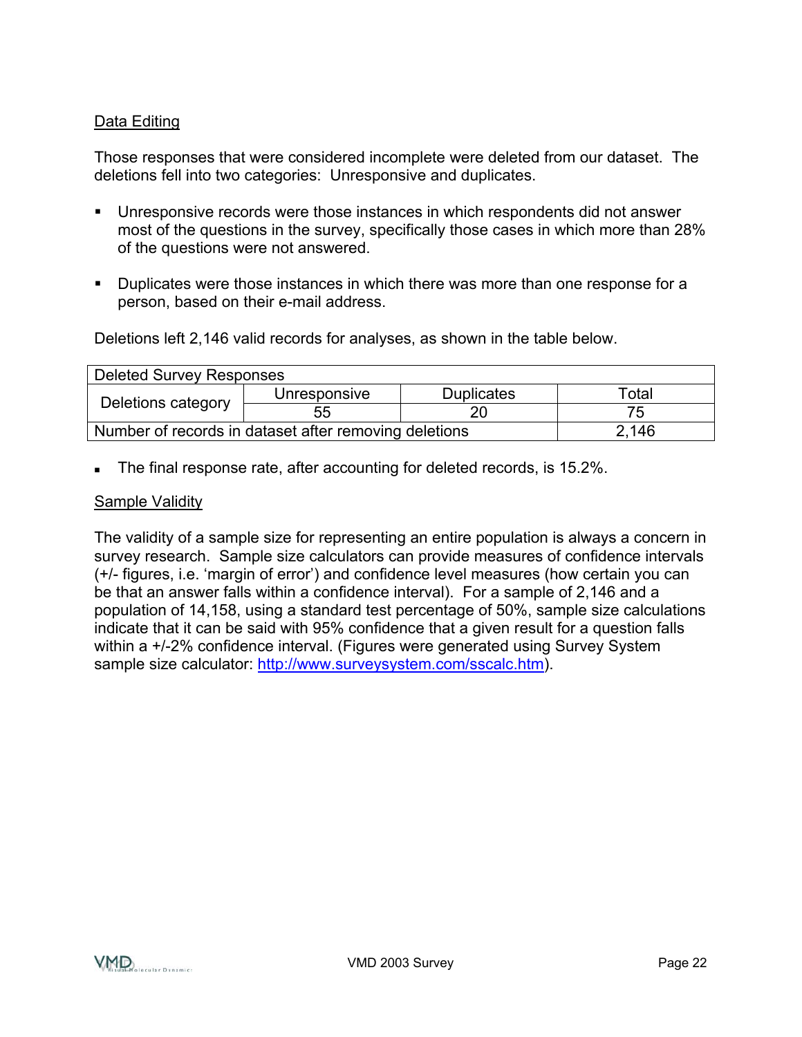Data Editing

Those responses that were considered incomplete were deleted from our dataset. The deletions fell into two categories: Unresponsive and duplicates.

- Unresponsive records were those instances in which respondents did not answer most of the questions in the survey, specifically those cases in which more than 28% of the questions were not answered.

- Duplicates were those instances in which there was more than one response for a person, based on their e-mail address.

Deletions left 2,146 valid records for analyses, as shown in the table below.

| Deleted Survey Responses | | | |
|---|---|---|---|
| Deletions category | Unresponsive | Duplicates | Total |
| | 55 | 20 | 75 |
| Number of records in dataset after removing deletions | | | 2,146 |

- The final response rate, after accounting for deleted records, is 15.2%.

Sample Validity

The validity of a sample size for representing an entire population is always a concern in survey research. Sample size calculators can provide measures of confidence intervals (+/- figures, i.e. 'margin of error') and confidence level measures (how certain you can be that an answer falls within a confidence interval). For a sample of 2,146 and a population of 14,158, using a standard test percentage of 50%, sample size calculations indicate that it can be said with 95% confidence that a given result for a question falls within a +/-2% confidence interval. (Figures were generated using Survey System sample size calculator: http://www.surveysystem.com/sscalc.htm).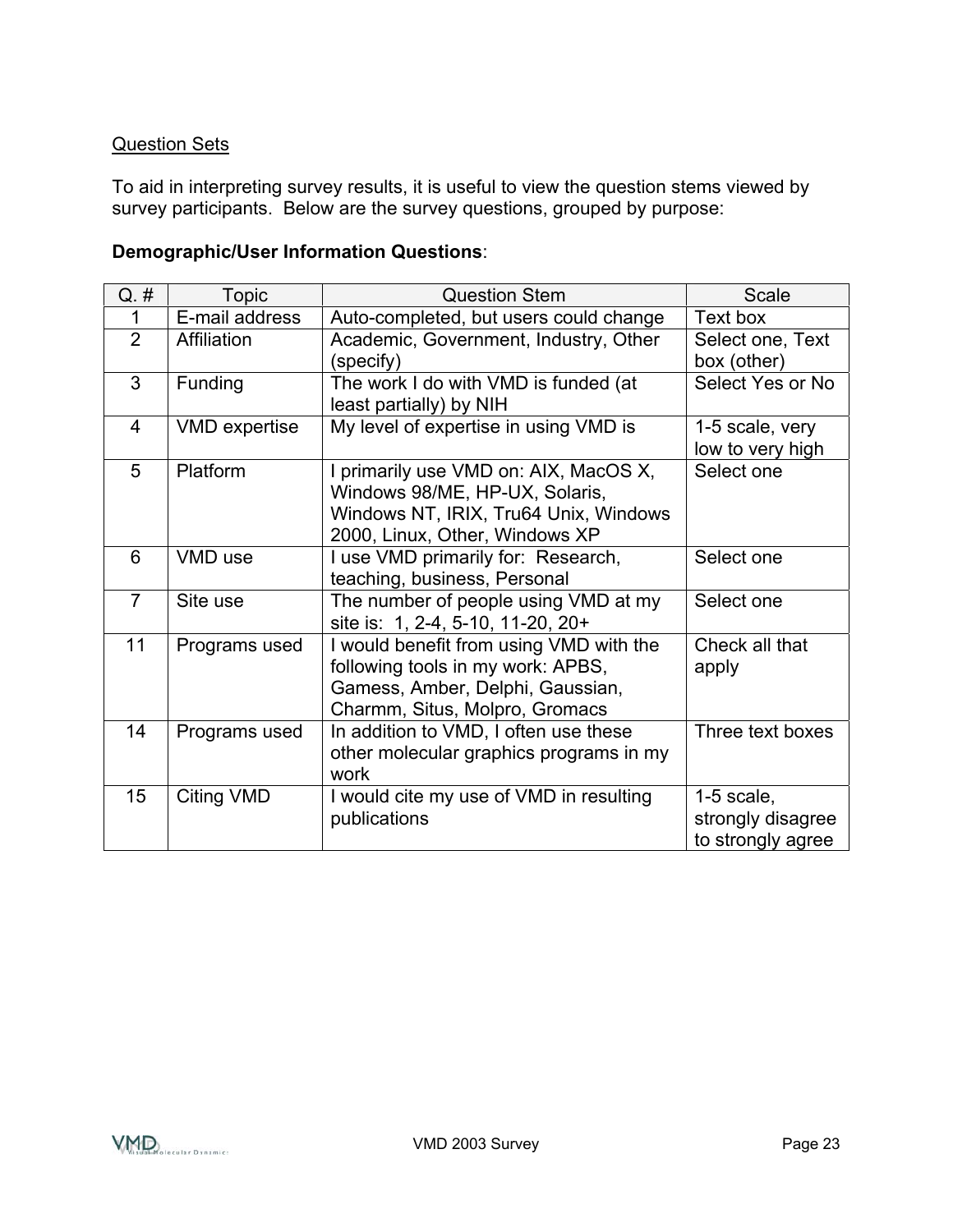Question Sets

To aid in interpreting survey results, it is useful to view the question stems viewed by survey participants. Below are the survey questions, grouped by purpose:

**Demographic/User Information Questions**:

| Q. # | Topic | Question Stem | Scale |
|---|---|---|---|
| 1 | E-mail address | Auto-completed, but users could change | Text box |
| 2 | Affiliation | Academic, Government, Industry, Other (specify) | Select one, Text box (other) |
| 3 | Funding | The work I do with VMD is funded (at least partially) by NIH | Select Yes or No |
| 4 | VMD expertise | My level of expertise in using VMD is | 1-5 scale, very low to very high |
| 5 | Platform | I primarily use VMD on: AIX, MacOS X, Windows 98/ME, HP-UX, Solaris, Windows NT, IRIX, Tru64 Unix, Windows 2000, Linux, Other, Windows XP | Select one |
| 6 | VMD use | I use VMD primarily for: Research, teaching, business, Personal | Select one |
| 7 | Site use | The number of people using VMD at my site is: 1, 2-4, 5-10, 11-20, 20+ | Select one |
| 11 | Programs used | I would benefit from using VMD with the following tools in my work: APBS, Gamess, Amber, Delphi, Gaussian, Charmm, Situs, Molpro, Gromacs | Check all that apply |
| 14 | Programs used | In addition to VMD, I often use these other molecular graphics programs in my work | Three text boxes |
| 15 | Citing VMD | I would cite my use of VMD in resulting publications | 1-5 scale, strongly disagree to strongly agree |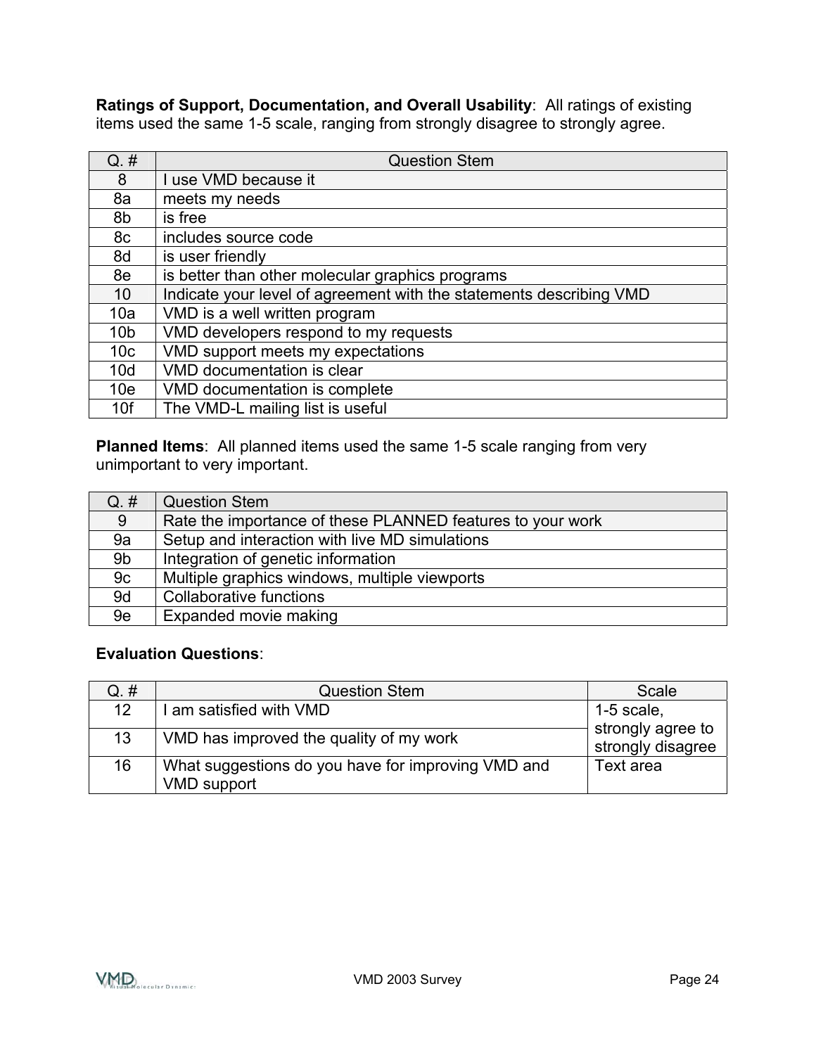**Ratings of Support, Documentation, and Overall Usability**: All ratings of existing items used the same 1-5 scale, ranging from strongly disagree to strongly agree.

| Q. # | Question Stem |
|---|---|
| 8 | I use VMD because it |
| 8a | meets my needs |
| 8b | is free |
| 8c | includes source code |
| 8d | is user friendly |
| 8e | is better than other molecular graphics programs |
| 10 | Indicate your level of agreement with the statements describing VMD |
| 10a | VMD is a well written program |
| 10b | VMD developers respond to my requests |
| 10c | VMD support meets my expectations |
| 10d | VMD documentation is clear |
| 10e | VMD documentation is complete |
| 10f | The VMD-L mailing list is useful |

**Planned Items**: All planned items used the same 1-5 scale ranging from very unimportant to very important.

| Q. # | Question Stem |
|---|---|
| 9 | Rate the importance of these PLANNED features to your work |
| 9a | Setup and interaction with live MD simulations |
| 9b | Integration of genetic information |
| 9c | Multiple graphics windows, multiple viewports |
| 9d | Collaborative functions |
| 9e | Expanded movie making |

**Evaluation Questions**:

| Q. # | Question Stem | Scale |
|---|---|---|
| 12 | I am satisfied with VMD | 1-5 scale, strongly agree to strongly disagree |
| 13 | VMD has improved the quality of my work | |
| 16 | What suggestions do you have for improving VMD and VMD support | Text area |